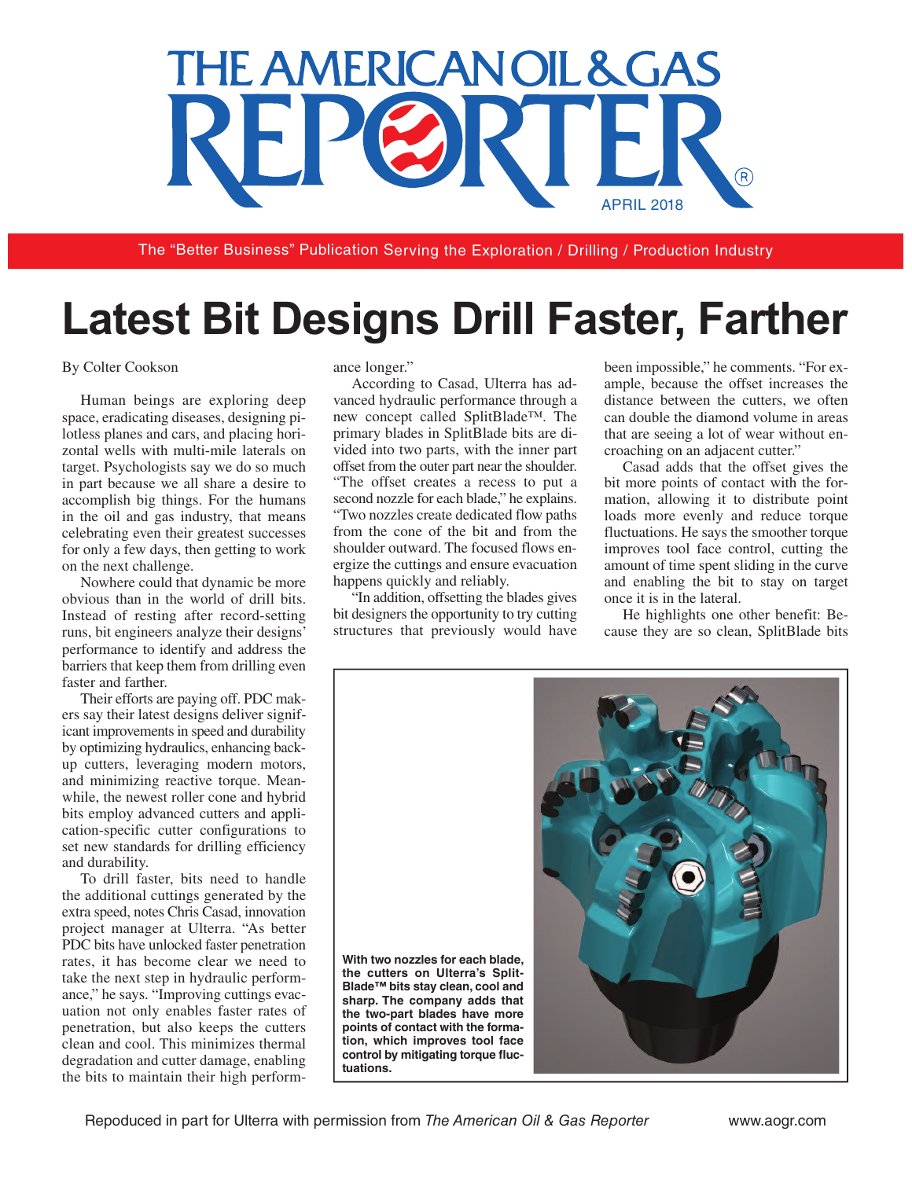# THE AMERICAN OIL & GAS REPORTER

APRIL 2018

The "Better Business" Publication Serving the Exploration / Drilling / Production Industry

# Latest Bit Designs Drill Faster, Farther

By Colter Cookson

Human beings are exploring deep space, eradicating diseases, designing pilotless planes and cars, and placing horizontal wells with multi-mile laterals on target. Psychologists say we do so much in part because we all share a desire to accomplish big things. For the humans in the oil and gas industry, that means celebrating even their greatest successes for only a few days, then getting to work on the next challenge.

Nowhere could that dynamic be more obvious than in the world of drill bits. Instead of resting after record-setting runs, bit engineers analyze their designs' performance to identify and address the barriers that keep them from drilling even faster and farther.

Their efforts are paying off. PDC makers say their latest designs deliver significant improvements in speed and durability by optimizing hydraulics, enhancing backup cutters, leveraging modern motors, and minimizing reactive torque. Meanwhile, the newest roller cone and hybrid bits employ advanced cutters and application-specific cutter configurations to set new standards for drilling efficiency and durability.

To drill faster, bits need to handle the additional cuttings generated by the extra speed, notes Chris Casad, innovation project manager at Ulterra. "As better PDC bits have unlocked faster penetration rates, it has become clear we need to take the next step in hydraulic performance," he says. "Improving cuttings evacuation not only enables faster rates of penetration, but also keeps the cutters clean and cool. This minimizes thermal degradation and cutter damage, enabling the bits to maintain their high performance longer."

According to Casad, Ulterra has advanced hydraulic performance through a new concept called SplitBlade™. The primary blades in SplitBlade bits are divided into two parts, with the inner part offset from the outer part near the shoulder. "The offset creates a recess to put a second nozzle for each blade," he explains. "Two nozzles create dedicated flow paths from the cone of the bit and from the shoulder outward. The focused flows energize the cuttings and ensure evacuation happens quickly and reliably.

"In addition, offsetting the blades gives bit designers the opportunity to try cutting structures that previously would have been impossible," he comments. "For example, because the offset increases the distance between the cutters, we often can double the diamond volume in areas that are seeing a lot of wear without encroaching on an adjacent cutter."

Casad adds that the offset gives the bit more points of contact with the formation, allowing it to distribute point loads more evenly and reduce torque fluctuations. He says the smoother torque improves tool face control, cutting the amount of time spent sliding in the curve and enabling the bit to stay on target once it is in the lateral.

He highlights one other benefit: Because they are so clean, SplitBlade bits

**With two nozzles for each blade, the cutters on Ulterra's SplitBlade™ bits stay clean, cool and sharp. The company adds that the two-part blades have more points of contact with the formation, which improves tool face control by mitigating torque fluctuations.**

Repoduced in part for Ulterra with permission from *The American Oil & Gas Reporter* www.aogr.com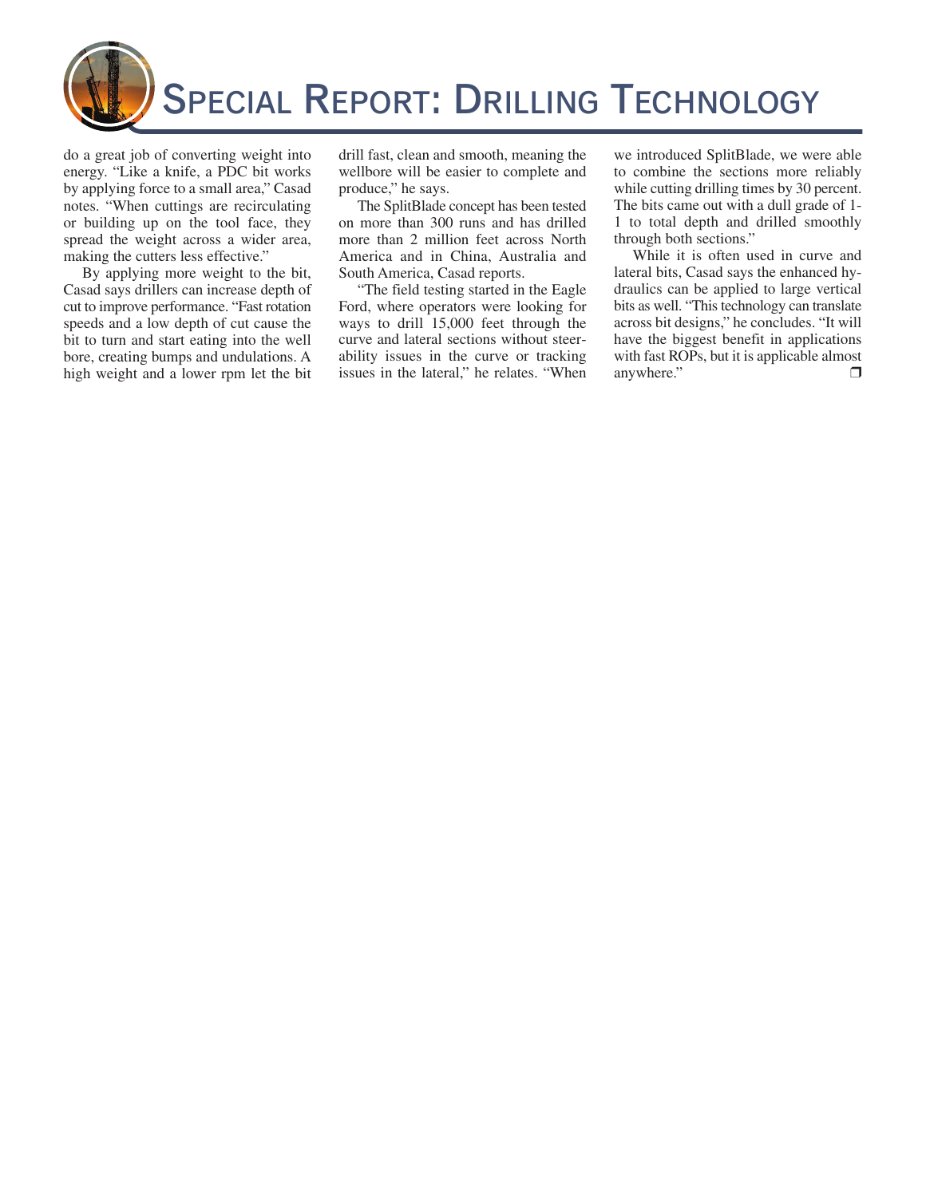do a great job of converting weight into energy. "Like a knife, a PDC bit works by applying force to a small area," Casad notes. "When cuttings are recirculating or building up on the tool face, they spread the weight across a wider area, making the cutters less effective."

By applying more weight to the bit, Casad says drillers can increase depth of cut to improve performance. "Fast rotation speeds and a low depth of cut cause the bit to turn and start eating into the well bore, creating bumps and undulations. A high weight and a lower rpm let the bit drill fast, clean and smooth, meaning the wellbore will be easier to complete and produce," he says.

The SplitBlade concept has been tested on more than 300 runs and has drilled more than 2 million feet across North America and in China, Australia and South America, Casad reports.

"The field testing started in the Eagle Ford, where operators were looking for ways to drill 15,000 feet through the curve and lateral sections without steerability issues in the curve or tracking issues in the lateral," he relates. "When we introduced SplitBlade, we were able to combine the sections more reliably while cutting drilling times by 30 percent. The bits came out with a dull grade of 1-1 to total depth and drilled smoothly through both sections."

While it is often used in curve and lateral bits, Casad says the enhanced hydraulics can be applied to large vertical bits as well. "This technology can translate across bit designs," he concludes. "It will have the biggest benefit in applications with fast ROPs, but it is applicable almost anywhere." ❒